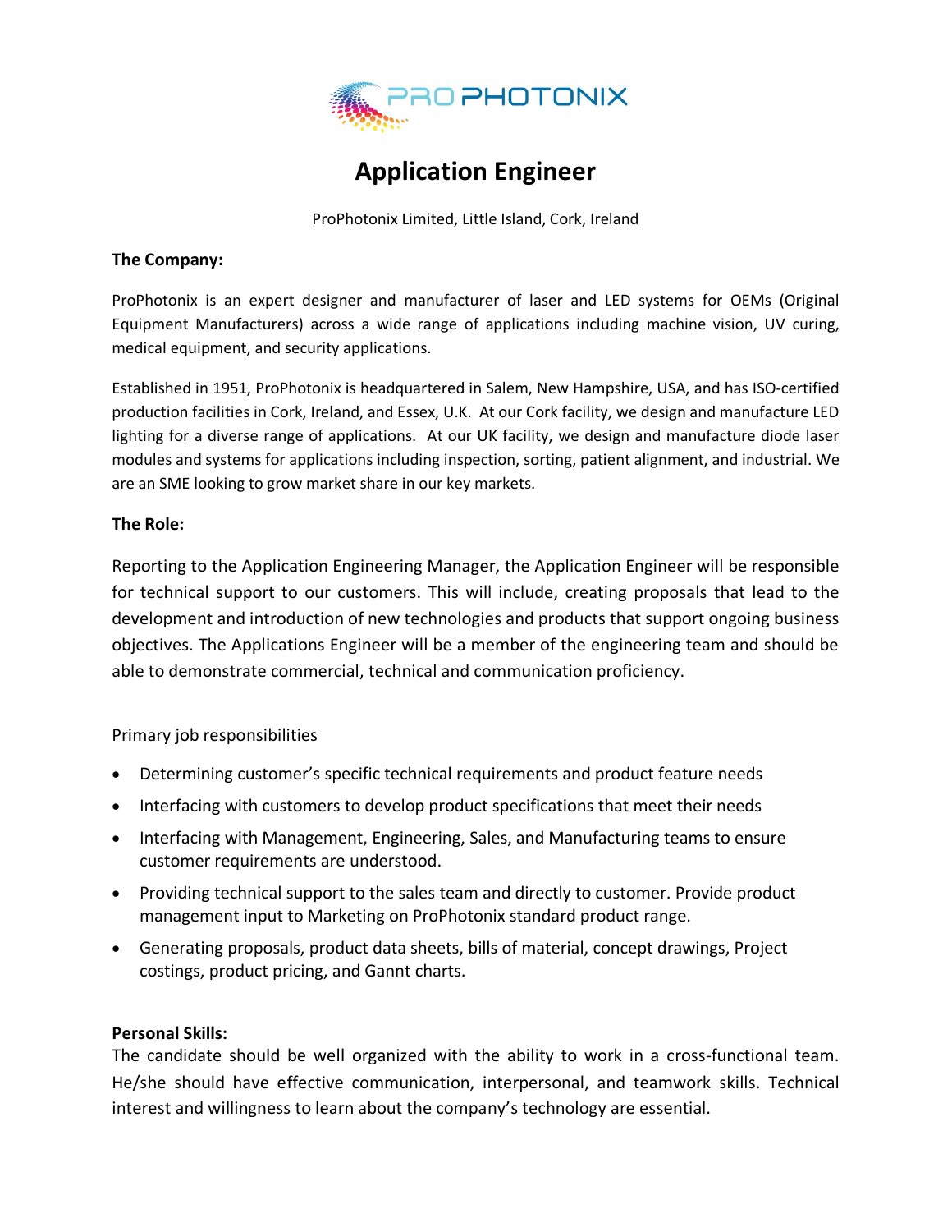# Application Engineer

ProPhotonix Limited, Little Island, Cork, Ireland

**The Company:**

ProPhotonix is an expert designer and manufacturer of laser and LED systems for OEMs (Original Equipment Manufacturers) across a wide range of applications including machine vision, UV curing, medical equipment, and security applications.

Established in 1951, ProPhotonix is headquartered in Salem, New Hampshire, USA, and has ISO-certified production facilities in Cork, Ireland, and Essex, U.K. At our Cork facility, we design and manufacture LED lighting for a diverse range of applications. At our UK facility, we design and manufacture diode laser modules and systems for applications including inspection, sorting, patient alignment, and industrial. We are an SME looking to grow market share in our key markets.

**The Role:**

Reporting to the Application Engineering Manager, the Application Engineer will be responsible for technical support to our customers. This will include, creating proposals that lead to the development and introduction of new technologies and products that support ongoing business objectives. The Applications Engineer will be a member of the engineering team and should be able to demonstrate commercial, technical and communication proficiency.

Primary job responsibilities

- Determining customer's specific technical requirements and product feature needs
- Interfacing with customers to develop product specifications that meet their needs
- Interfacing with Management, Engineering, Sales, and Manufacturing teams to ensure customer requirements are understood.
- Providing technical support to the sales team and directly to customer. Provide product management input to Marketing on ProPhotonix standard product range.
- Generating proposals, product data sheets, bills of material, concept drawings, Project costings, product pricing, and Gannt charts.

**Personal Skills:**

The candidate should be well organized with the ability to work in a cross-functional team. He/she should have effective communication, interpersonal, and teamwork skills. Technical interest and willingness to learn about the company's technology are essential.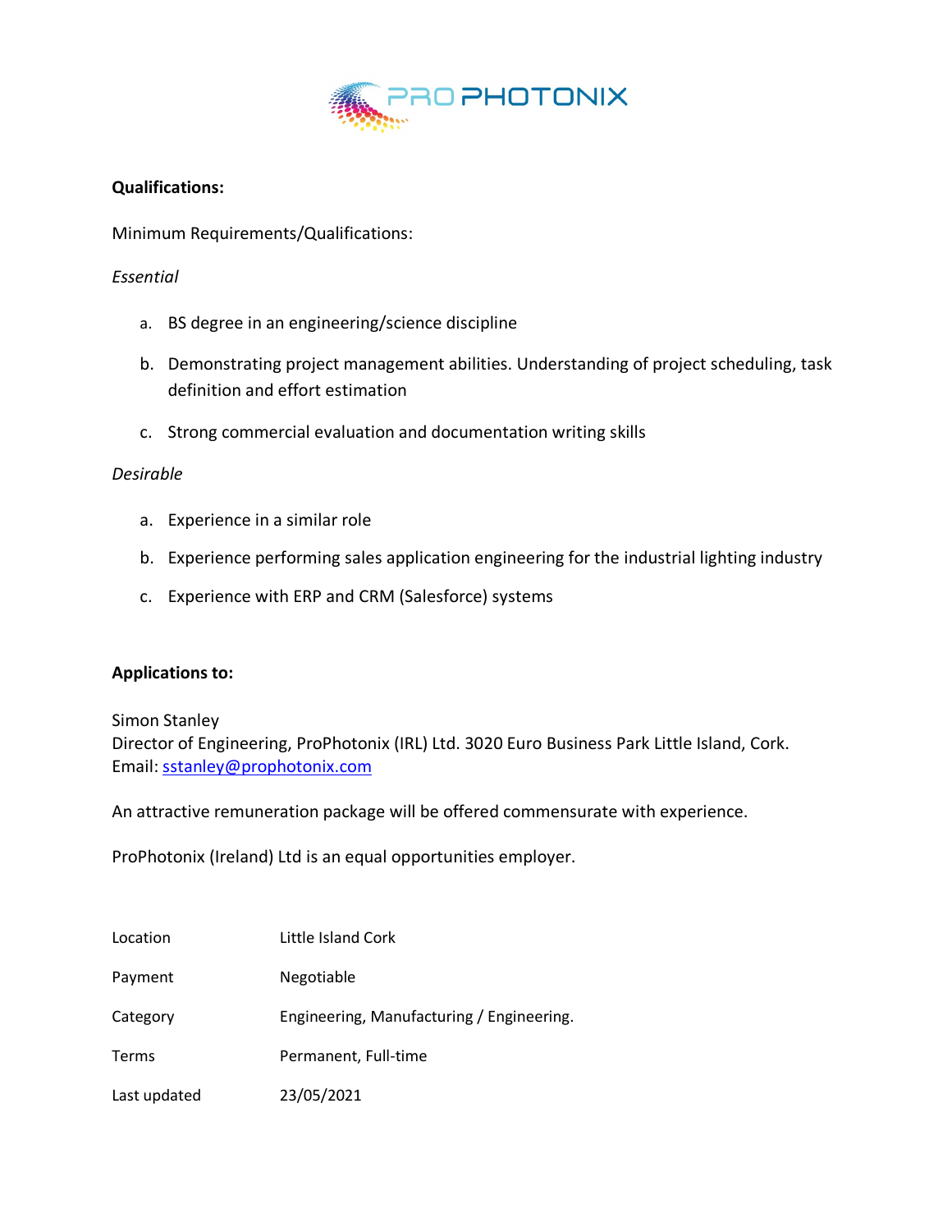**Qualifications:**

Minimum Requirements/Qualifications:

*Essential*

a. BS degree in an engineering/science discipline
b. Demonstrating project management abilities. Understanding of project scheduling, task definition and effort estimation
c. Strong commercial evaluation and documentation writing skills

*Desirable*

a. Experience in a similar role
b. Experience performing sales application engineering for the industrial lighting industry
c. Experience with ERP and CRM (Salesforce) systems

**Applications to:**

Simon Stanley
Director of Engineering, ProPhotonix (IRL) Ltd. 3020 Euro Business Park Little Island, Cork.
Email: sstanley@prophotonix.com

An attractive remuneration package will be offered commensurate with experience.

ProPhotonix (Ireland) Ltd is an equal opportunities employer.

| | |
|---|---|
| Location | Little Island Cork |
| Payment | Negotiable |
| Category | Engineering, Manufacturing / Engineering. |
| Terms | Permanent, Full-time |
| Last updated | 23/05/2021 |